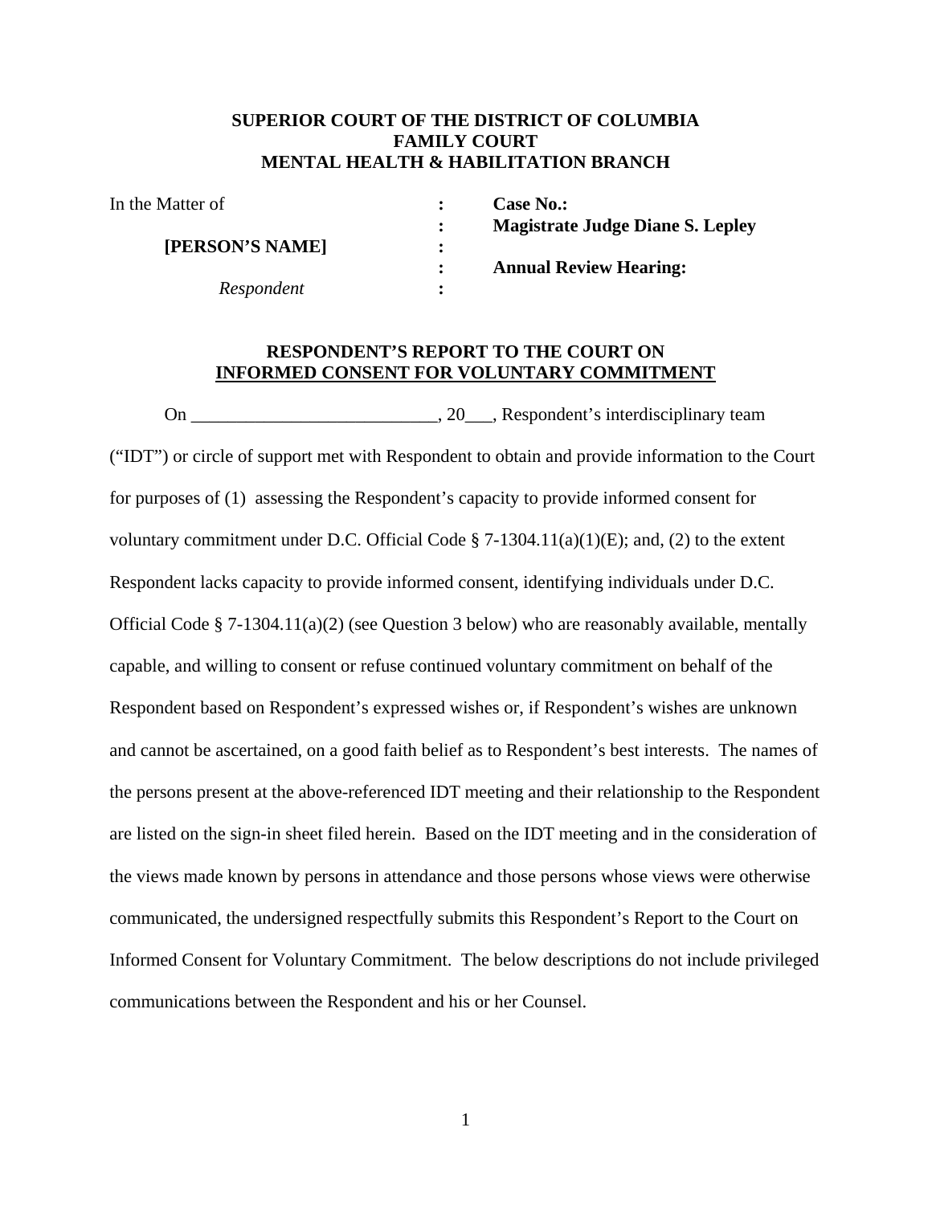**SUPERIOR COURT OF THE DISTRICT OF COLUMBIA**
**FAMILY COURT**
**MENTAL HEALTH & HABILITATION BRANCH**

| | | |
|---|---|---|
| In the Matter of | : | **Case No.:** |
| | : | **Magistrate Judge Diane S. Lepley** |
| **[PERSON'S NAME]** | : | |
| | : | **Annual Review Hearing:** |
| *Respondent* | : | |

**RESPONDENT'S REPORT TO THE COURT ON**
**<u>INFORMED CONSENT FOR VOLUNTARY COMMITMENT</u>**

On ___________________________, 20___, Respondent's interdisciplinary team ("IDT") or circle of support met with Respondent to obtain and provide information to the Court for purposes of (1) assessing the Respondent's capacity to provide informed consent for voluntary commitment under D.C. Official Code § 7-1304.11(a)(1)(E); and, (2) to the extent Respondent lacks capacity to provide informed consent, identifying individuals under D.C. Official Code § 7-1304.11(a)(2) (see Question 3 below) who are reasonably available, mentally capable, and willing to consent or refuse continued voluntary commitment on behalf of the Respondent based on Respondent's expressed wishes or, if Respondent's wishes are unknown and cannot be ascertained, on a good faith belief as to Respondent's best interests. The names of the persons present at the above-referenced IDT meeting and their relationship to the Respondent are listed on the sign-in sheet filed herein. Based on the IDT meeting and in the consideration of the views made known by persons in attendance and those persons whose views were otherwise communicated, the undersigned respectfully submits this Respondent's Report to the Court on Informed Consent for Voluntary Commitment. The below descriptions do not include privileged communications between the Respondent and his or her Counsel.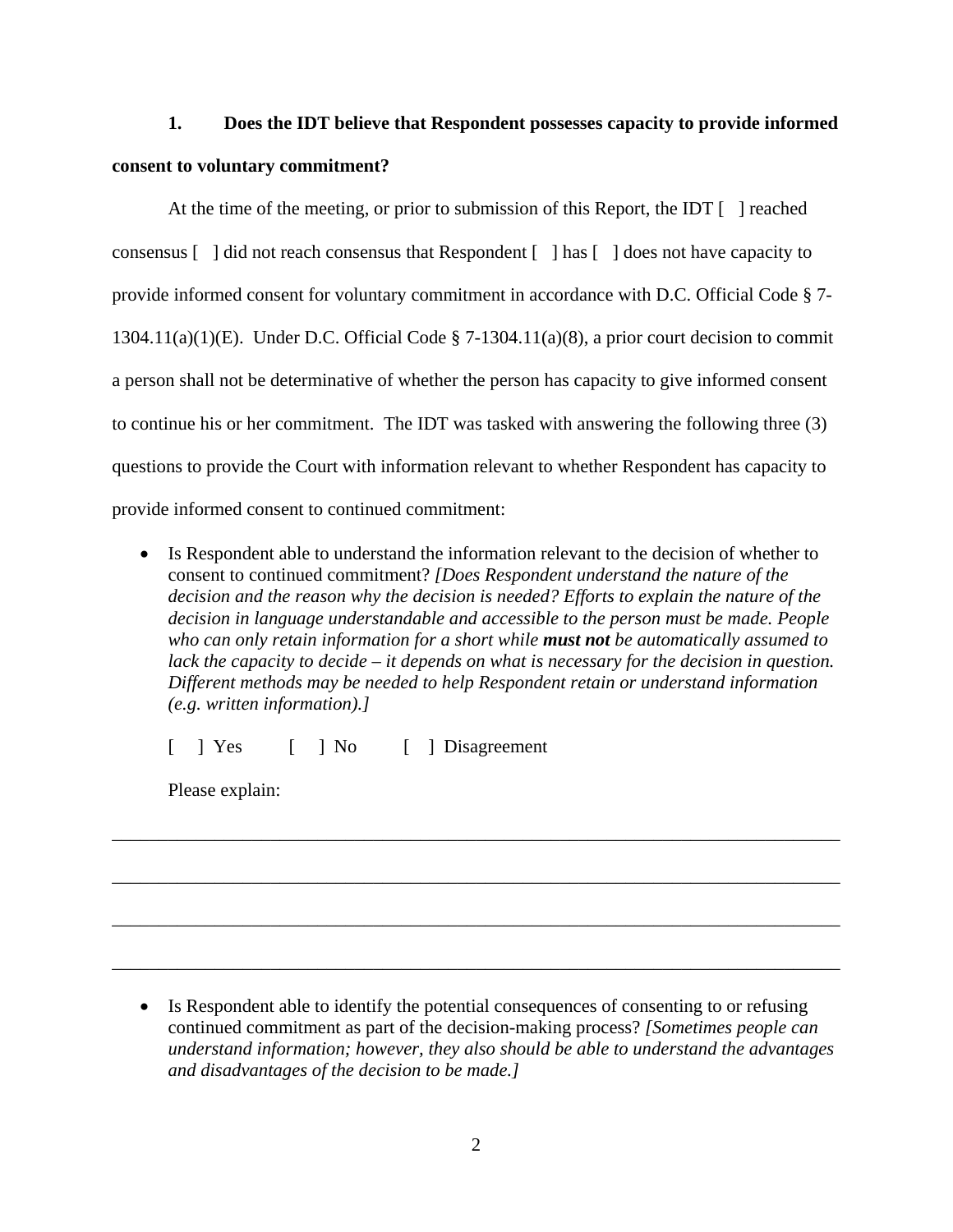**1. Does the IDT believe that Respondent possesses capacity to provide informed consent to voluntary commitment?**

At the time of the meeting, or prior to submission of this Report, the IDT [ ] reached consensus [ ] did not reach consensus that Respondent [ ] has [ ] does not have capacity to provide informed consent for voluntary commitment in accordance with D.C. Official Code § 7-1304.11(a)(1)(E). Under D.C. Official Code § 7-1304.11(a)(8), a prior court decision to commit a person shall not be determinative of whether the person has capacity to give informed consent to continue his or her commitment. The IDT was tasked with answering the following three (3) questions to provide the Court with information relevant to whether Respondent has capacity to provide informed consent to continued commitment:

- Is Respondent able to understand the information relevant to the decision of whether to consent to continued commitment? *[Does Respondent understand the nature of the decision and the reason why the decision is needed? Efforts to explain the nature of the decision in language understandable and accessible to the person must be made. People who can only retain information for a short while* ***must not*** *be automatically assumed to lack the capacity to decide – it depends on what is necessary for the decision in question. Different methods may be needed to help Respondent retain or understand information (e.g. written information).]*

  [ ] Yes [ ] No [ ] Disagreement

  Please explain:

\_\_\_\_\_\_\_\_\_\_\_\_\_\_\_\_\_\_\_\_\_\_\_\_\_\_\_\_\_\_\_\_\_\_\_\_\_\_\_\_\_\_\_\_\_\_\_\_\_\_\_\_\_\_\_\_\_\_\_\_\_\_\_\_\_\_\_\_\_\_\_\_\_\_\_\_

\_\_\_\_\_\_\_\_\_\_\_\_\_\_\_\_\_\_\_\_\_\_\_\_\_\_\_\_\_\_\_\_\_\_\_\_\_\_\_\_\_\_\_\_\_\_\_\_\_\_\_\_\_\_\_\_\_\_\_\_\_\_\_\_\_\_\_\_\_\_\_\_\_\_\_\_

\_\_\_\_\_\_\_\_\_\_\_\_\_\_\_\_\_\_\_\_\_\_\_\_\_\_\_\_\_\_\_\_\_\_\_\_\_\_\_\_\_\_\_\_\_\_\_\_\_\_\_\_\_\_\_\_\_\_\_\_\_\_\_\_\_\_\_\_\_\_\_\_\_\_\_\_

\_\_\_\_\_\_\_\_\_\_\_\_\_\_\_\_\_\_\_\_\_\_\_\_\_\_\_\_\_\_\_\_\_\_\_\_\_\_\_\_\_\_\_\_\_\_\_\_\_\_\_\_\_\_\_\_\_\_\_\_\_\_\_\_\_\_\_\_\_\_\_\_\_\_\_\_

- Is Respondent able to identify the potential consequences of consenting to or refusing continued commitment as part of the decision-making process? *[Sometimes people can understand information; however, they also should be able to understand the advantages and disadvantages of the decision to be made.]*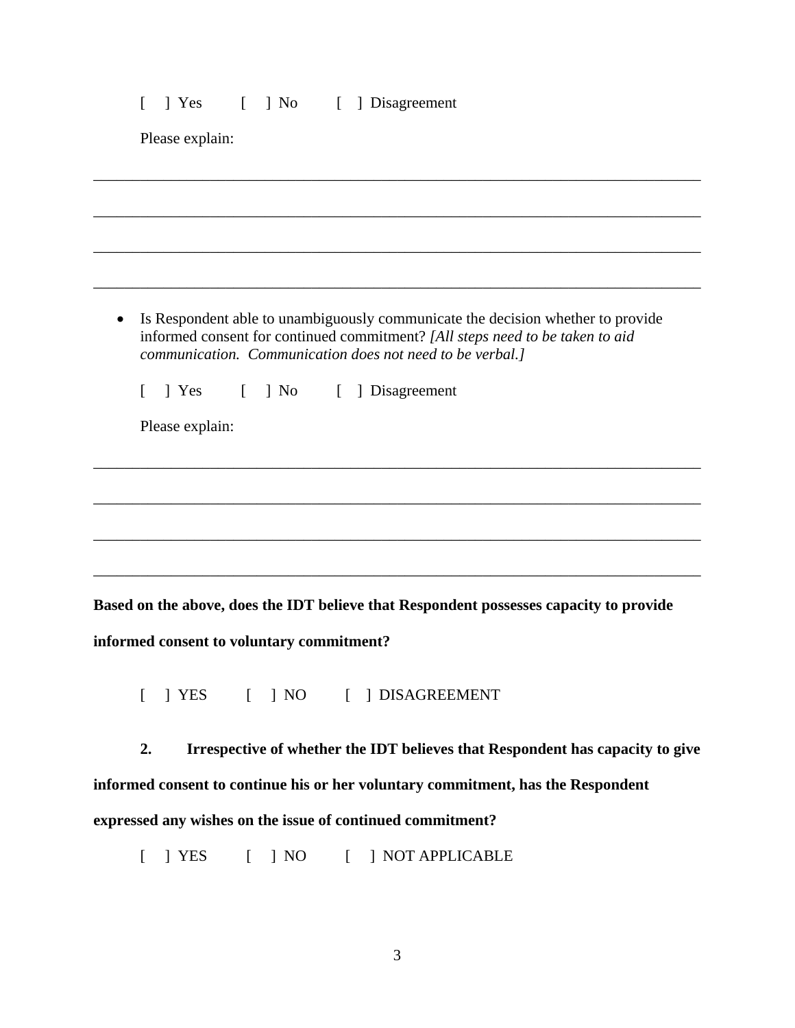[ ] Yes [ ] No [ ] Disagreement

Please explain:

________________________________________________________________________________

________________________________________________________________________________

________________________________________________________________________________

________________________________________________________________________________

- Is Respondent able to unambiguously communicate the decision whether to provide informed consent for continued commitment? *[All steps need to be taken to aid communication. Communication does not need to be verbal.]*

  [ ] Yes [ ] No [ ] Disagreement

  Please explain:

________________________________________________________________________________

________________________________________________________________________________

________________________________________________________________________________

________________________________________________________________________________

**Based on the above, does the IDT believe that Respondent possesses capacity to provide informed consent to voluntary commitment?**

[ ] YES [ ] NO [ ] DISAGREEMENT

**2. Irrespective of whether the IDT believes that Respondent has capacity to give informed consent to continue his or her voluntary commitment, has the Respondent expressed any wishes on the issue of continued commitment?**

[ ] YES [ ] NO [ ] NOT APPLICABLE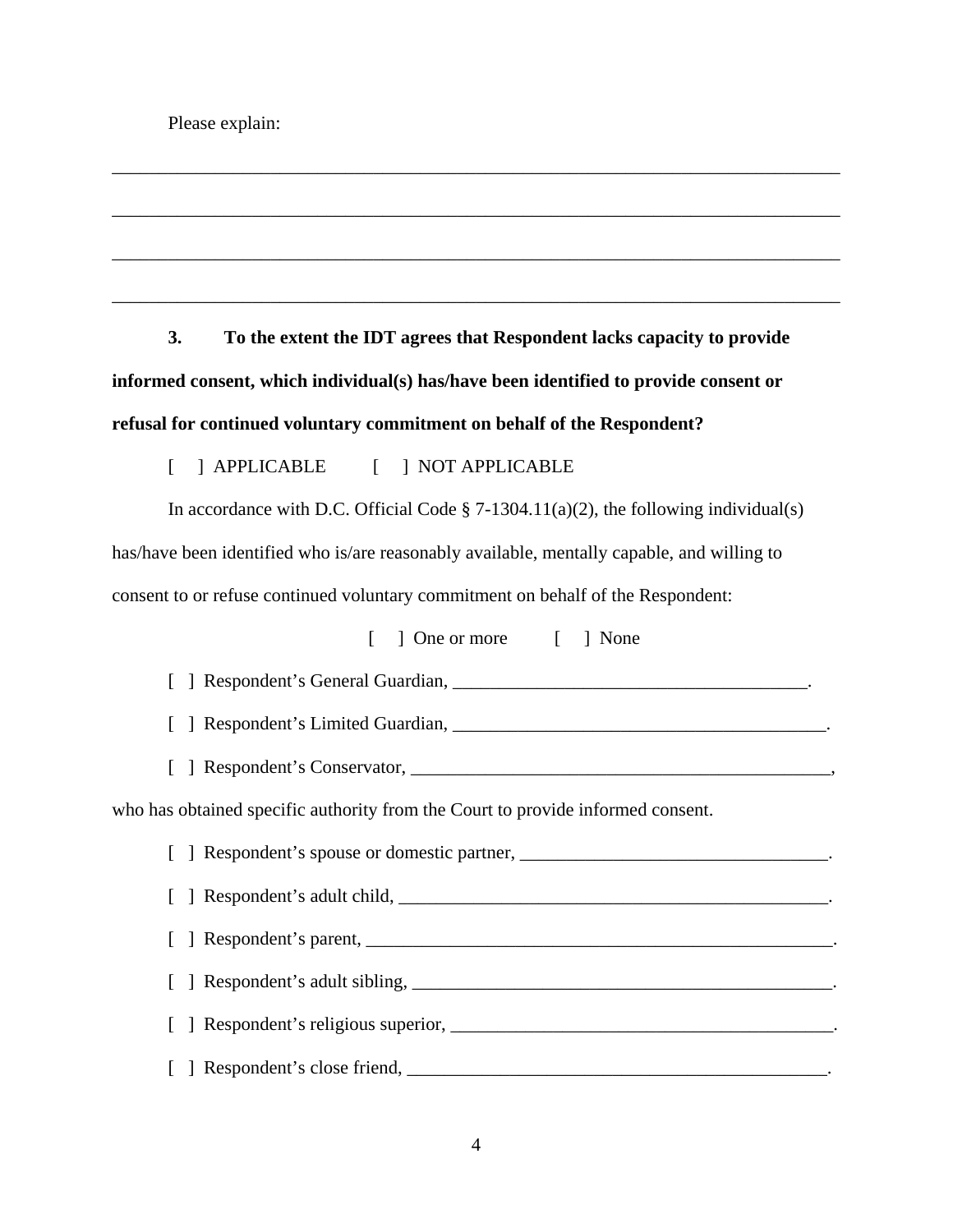Please explain:

________________________________________________________________________________

________________________________________________________________________________

________________________________________________________________________________

________________________________________________________________________________

**3. To the extent the IDT agrees that Respondent lacks capacity to provide informed consent, which individual(s) has/have been identified to provide consent or refusal for continued voluntary commitment on behalf of the Respondent?**

[ ] APPLICABLE [ ] NOT APPLICABLE

In accordance with D.C. Official Code § 7-1304.11(a)(2), the following individual(s) has/have been identified who is/are reasonably available, mentally capable, and willing to consent to or refuse continued voluntary commitment on behalf of the Respondent:

[ ] One or more [ ] None

[ ] Respondent's General Guardian, ______________________________________.

[ ] Respondent's Limited Guardian, _________________________________________.

[ ] Respondent's Conservator, _______________________________________________, who has obtained specific authority from the Court to provide informed consent.

[ ] Respondent's spouse or domestic partner, _________________________________.

[ ] Respondent's adult child, _______________________________________________.

[ ] Respondent's parent, ___________________________________________________.

[ ] Respondent's adult sibling, ______________________________________________.

[ ] Respondent's religious superior, __________________________________________.

[ ] Respondent's close friend, _______________________________________________.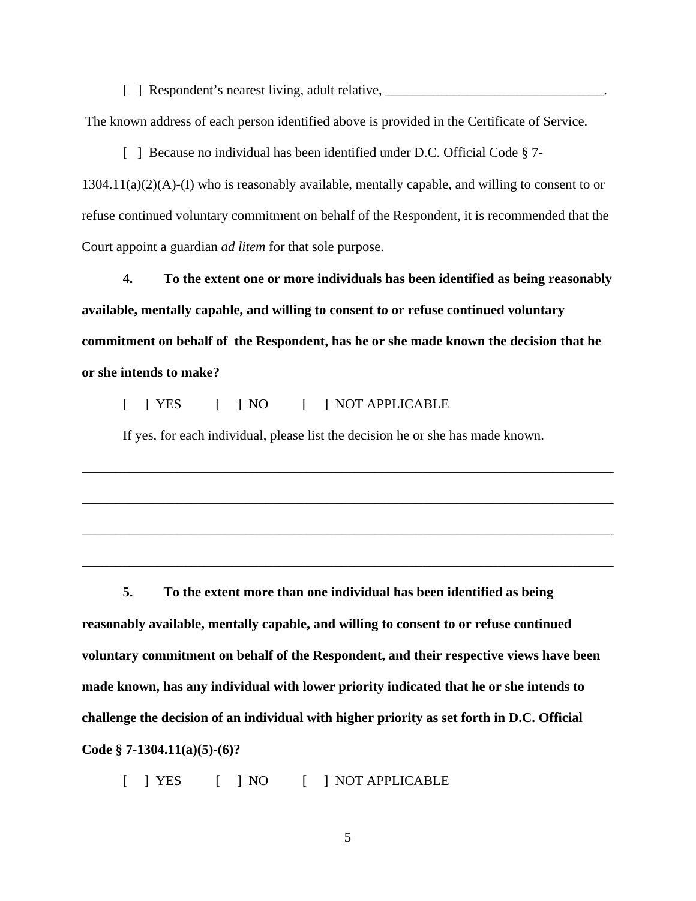[ ] Respondent's nearest living, adult relative, ________________________________.

The known address of each person identified above is provided in the Certificate of Service.

[ ] Because no individual has been identified under D.C. Official Code § 7-1304.11(a)(2)(A)-(I) who is reasonably available, mentally capable, and willing to consent to or refuse continued voluntary commitment on behalf of the Respondent, it is recommended that the Court appoint a guardian *ad litem* for that sole purpose.

**4. To the extent one or more individuals has been identified as being reasonably available, mentally capable, and willing to consent to or refuse continued voluntary commitment on behalf of the Respondent, has he or she made known the decision that he or she intends to make?**

[ ] YES [ ] NO [ ] NOT APPLICABLE

If yes, for each individual, please list the decision he or she has made known.

________________________________________________________________________________

________________________________________________________________________________

________________________________________________________________________________

________________________________________________________________________________

**5. To the extent more than one individual has been identified as being reasonably available, mentally capable, and willing to consent to or refuse continued voluntary commitment on behalf of the Respondent, and their respective views have been made known, has any individual with lower priority indicated that he or she intends to challenge the decision of an individual with higher priority as set forth in D.C. Official Code § 7-1304.11(a)(5)-(6)?**

[ ] YES [ ] NO [ ] NOT APPLICABLE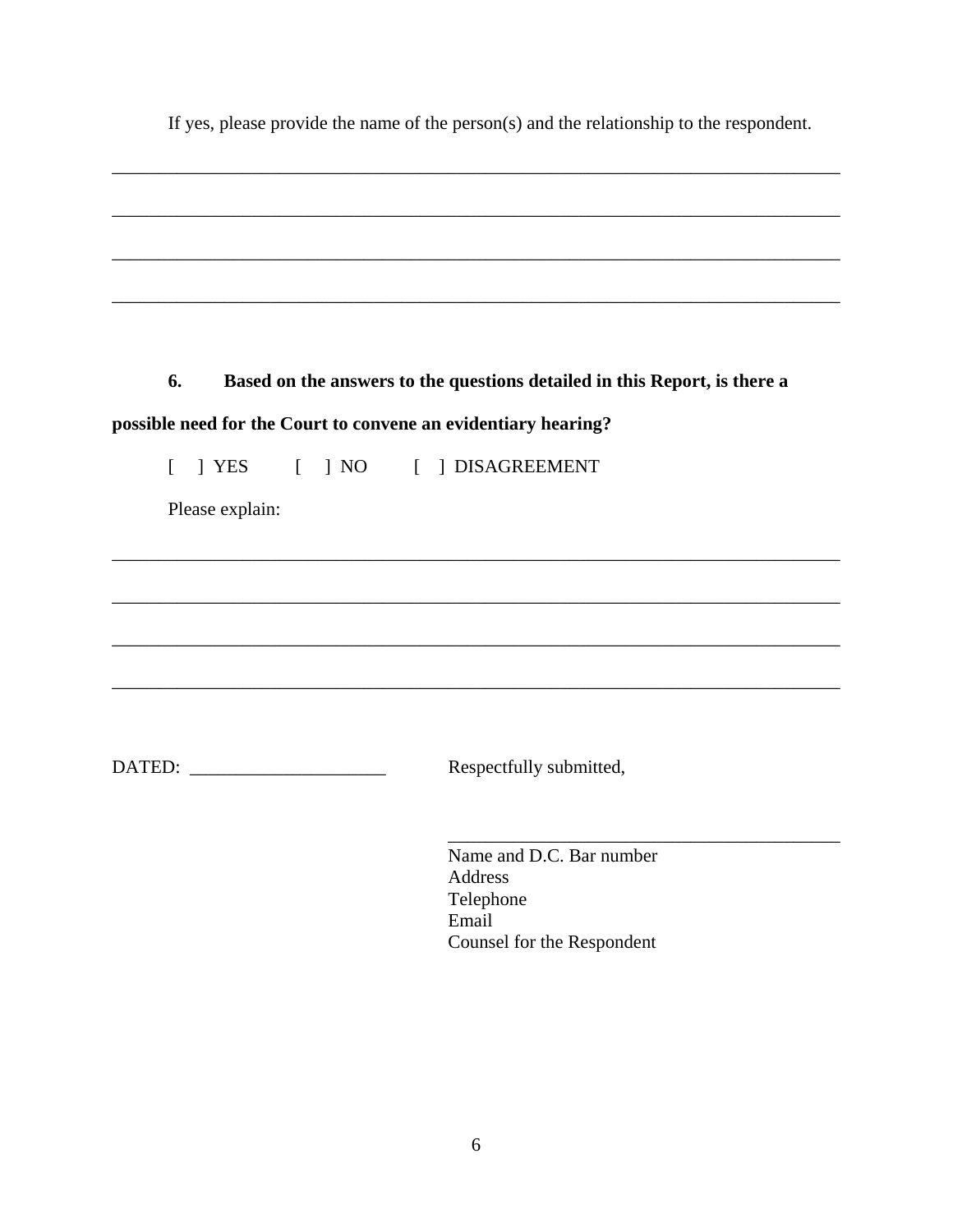If yes, please provide the name of the person(s) and the relationship to the respondent.

________________________________________________________________________________

________________________________________________________________________________

________________________________________________________________________________

________________________________________________________________________________

**6. Based on the answers to the questions detailed in this Report, is there a possible need for the Court to convene an evidentiary hearing?**

[ ] YES [ ] NO [ ] DISAGREEMENT

Please explain:

________________________________________________________________________________

________________________________________________________________________________

________________________________________________________________________________

________________________________________________________________________________

DATED: _____________________ Respectfully submitted,

_____________________________________________
Name and D.C. Bar number
Address
Telephone
Email
Counsel for the Respondent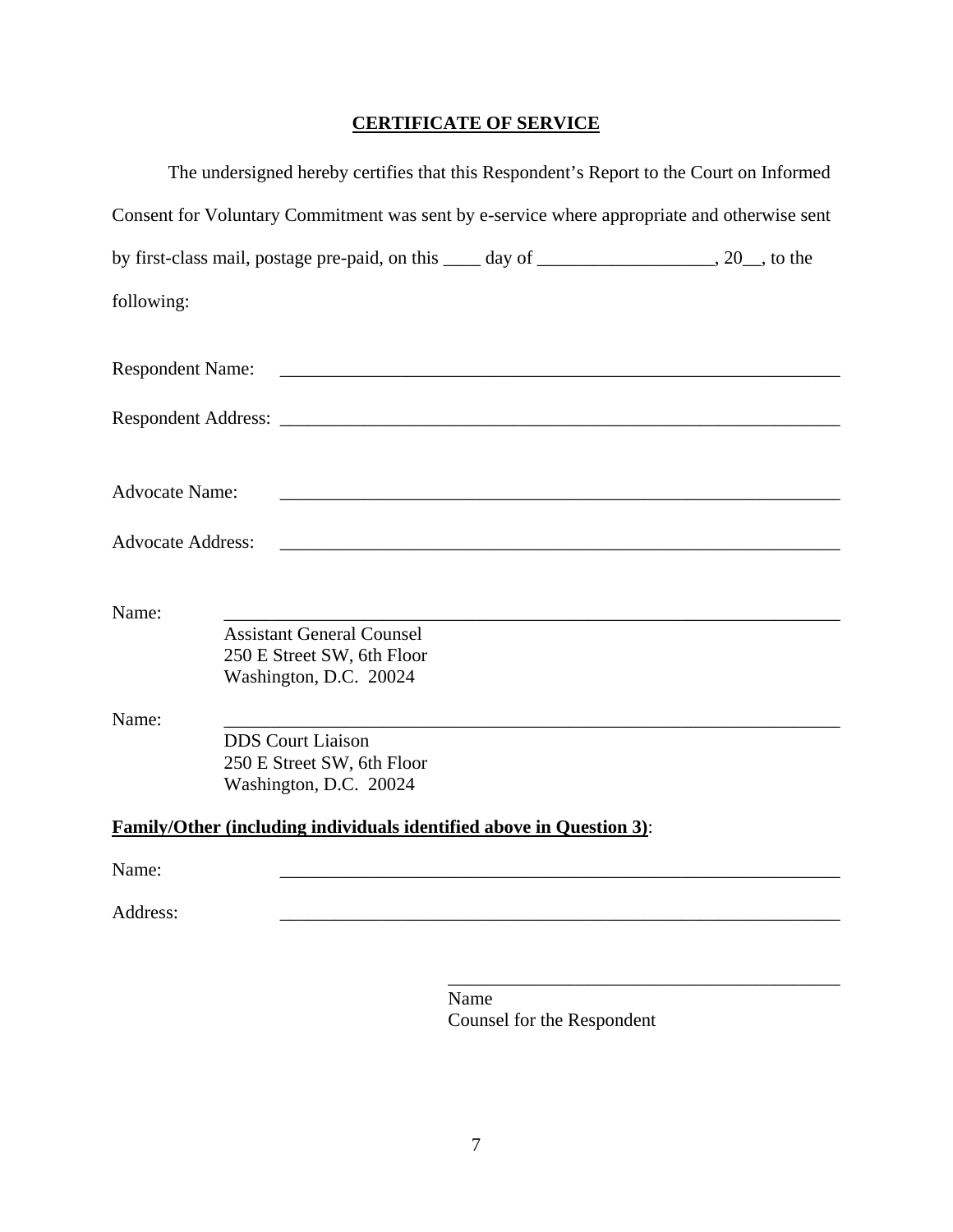**CERTIFICATE OF SERVICE**

The undersigned hereby certifies that this Respondent's Report to the Court on Informed Consent for Voluntary Commitment was sent by e-service where appropriate and otherwise sent by first-class mail, postage pre-paid, on this ____ day of __________________, 20__, to the following:

Respondent Name: ______________________________________________________________

Respondent Address: ______________________________________________________________

Advocate Name: ______________________________________________________________

Advocate Address: ______________________________________________________________

Name: ______________________________________________________________
Assistant General Counsel
250 E Street SW, 6th Floor
Washington, D.C. 20024

Name: ______________________________________________________________
DDS Court Liaison
250 E Street SW, 6th Floor
Washington, D.C. 20024

**Family/Other (including individuals identified above in Question 3)**:

Name: ______________________________________________________________

Address: ______________________________________________________________

__________________________________________
Name
Counsel for the Respondent